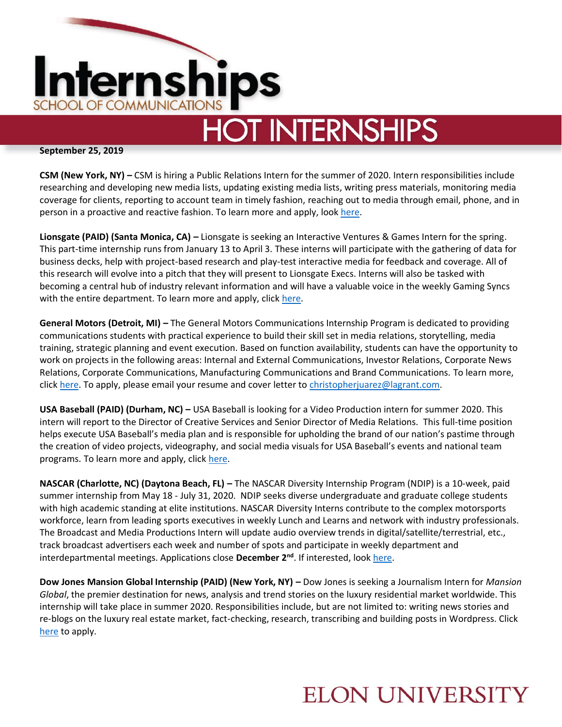# Internships
## SCHOOL OF COMMUNICATIONS
# HOT INTERNSHIPS

**September 25, 2019**

**CSM (New York, NY) –** CSM is hiring a Public Relations Intern for the summer of 2020. Intern responsibilities include researching and developing new media lists, updating existing media lists, writing press materials, monitoring media coverage for clients, reporting to account team in timely fashion, reaching out to media through email, phone, and in person in a proactive and reactive fashion. To learn more and apply, look here.

**Lionsgate (PAID) (Santa Monica, CA) –** Lionsgate is seeking an Interactive Ventures & Games Intern for the spring. This part-time internship runs from January 13 to April 3. These interns will participate with the gathering of data for business decks, help with project-based research and play-test interactive media for feedback and coverage. All of this research will evolve into a pitch that they will present to Lionsgate Execs. Interns will also be tasked with becoming a central hub of industry relevant information and will have a valuable voice in the weekly Gaming Syncs with the entire department. To learn more and apply, click here.

**General Motors (Detroit, MI) –** The General Motors Communications Internship Program is dedicated to providing communications students with practical experience to build their skill set in media relations, storytelling, media training, strategic planning and event execution. Based on function availability, students can have the opportunity to work on projects in the following areas: Internal and External Communications, Investor Relations, Corporate News Relations, Corporate Communications, Manufacturing Communications and Brand Communications. To learn more, click here. To apply, please email your resume and cover letter to christopherjuarez@lagrant.com.

**USA Baseball (PAID) (Durham, NC) –** USA Baseball is looking for a Video Production intern for summer 2020. This intern will report to the Director of Creative Services and Senior Director of Media Relations. This full-time position helps execute USA Baseball's media plan and is responsible for upholding the brand of our nation's pastime through the creation of video projects, videography, and social media visuals for USA Baseball's events and national team programs. To learn more and apply, click here.

**NASCAR (Charlotte, NC) (Daytona Beach, FL) –** The NASCAR Diversity Internship Program (NDIP) is a 10-week, paid summer internship from May 18 - July 31, 2020. NDIP seeks diverse undergraduate and graduate college students with high academic standing at elite institutions. NASCAR Diversity Interns contribute to the complex motorsports workforce, learn from leading sports executives in weekly Lunch and Learns and network with industry professionals. The Broadcast and Media Productions Intern will update audio overview trends in digital/satellite/terrestrial, etc., track broadcast advertisers each week and number of spots and participate in weekly department and interdepartmental meetings. Applications close **December 2nd**. If interested, look here.

**Dow Jones Mansion Global Internship (PAID) (New York, NY) –** Dow Jones is seeking a Journalism Intern for *Mansion Global*, the premier destination for news, analysis and trend stories on the luxury residential market worldwide. This internship will take place in summer 2020. Responsibilities include, but are not limited to: writing news stories and re-blogs on the luxury real estate market, fact-checking, research, transcribing and building posts in Wordpress. Click here to apply.

ELON UNIVERSITY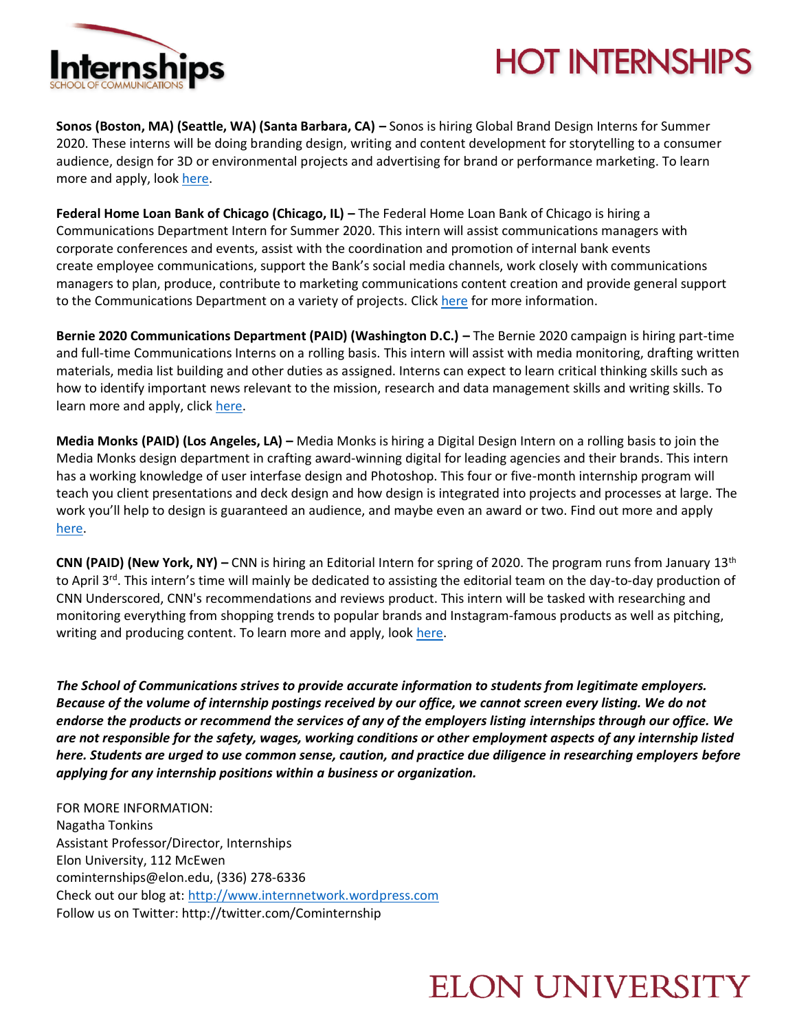# HOT INTERNSHIPS

**Sonos (Boston, MA) (Seattle, WA) (Santa Barbara, CA) –** Sonos is hiring Global Brand Design Interns for Summer 2020. These interns will be doing branding design, writing and content development for storytelling to a consumer audience, design for 3D or environmental projects and advertising for brand or performance marketing. To learn more and apply, look here.

**Federal Home Loan Bank of Chicago (Chicago, IL) –** The Federal Home Loan Bank of Chicago is hiring a Communications Department Intern for Summer 2020. This intern will assist communications managers with corporate conferences and events, assist with the coordination and promotion of internal bank events create employee communications, support the Bank's social media channels, work closely with communications managers to plan, produce, contribute to marketing communications content creation and provide general support to the Communications Department on a variety of projects. Click here for more information.

**Bernie 2020 Communications Department (PAID) (Washington D.C.) –** The Bernie 2020 campaign is hiring part-time and full-time Communications Interns on a rolling basis. This intern will assist with media monitoring, drafting written materials, media list building and other duties as assigned. Interns can expect to learn critical thinking skills such as how to identify important news relevant to the mission, research and data management skills and writing skills. To learn more and apply, click here.

**Media Monks (PAID) (Los Angeles, LA) –** Media Monks is hiring a Digital Design Intern on a rolling basis to join the Media Monks design department in crafting award-winning digital for leading agencies and their brands. This intern has a working knowledge of user interfase design and Photoshop. This four or five-month internship program will teach you client presentations and deck design and how design is integrated into projects and processes at large. The work you'll help to design is guaranteed an audience, and maybe even an award or two. Find out more and apply here.

**CNN (PAID) (New York, NY) –** CNN is hiring an Editorial Intern for spring of 2020. The program runs from January 13th to April 3rd. This intern's time will mainly be dedicated to assisting the editorial team on the day-to-day production of CNN Underscored, CNN's recommendations and reviews product. This intern will be tasked with researching and monitoring everything from shopping trends to popular brands and Instagram-famous products as well as pitching, writing and producing content. To learn more and apply, look here.

***The School of Communications strives to provide accurate information to students from legitimate employers. Because of the volume of internship postings received by our office, we cannot screen every listing. We do not endorse the products or recommend the services of any of the employers listing internships through our office. We are not responsible for the safety, wages, working conditions or other employment aspects of any internship listed here. Students are urged to use common sense, caution, and practice due diligence in researching employers before applying for any internship positions within a business or organization.***

FOR MORE INFORMATION:
Nagatha Tonkins
Assistant Professor/Director, Internships
Elon University, 112 McEwen
cominternships@elon.edu, (336) 278-6336
Check out our blog at: http://www.internnetwork.wordpress.com
Follow us on Twitter: http://twitter.com/Cominternship

ELON UNIVERSITY